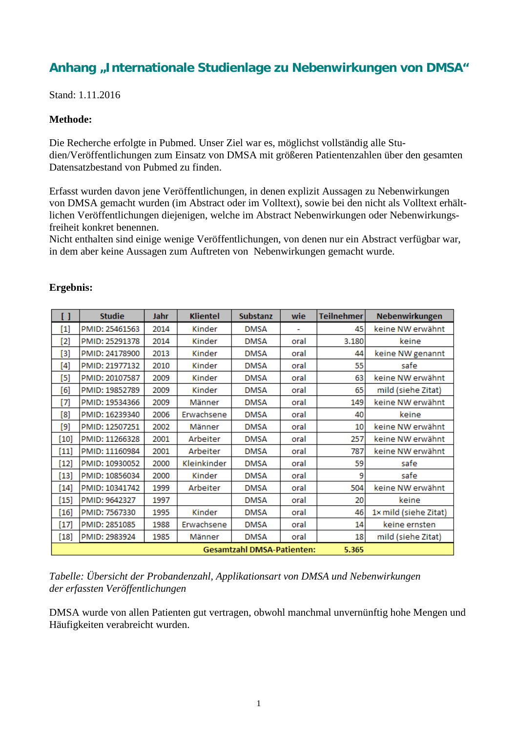# Anhang „Internationale Studienlage zu Nebenwirkungen von DMSA“

Stand: 1.11.2016

**Methode:**

Die Recherche erfolgte in Pubmed. Unser Ziel war es, möglichst vollständig alle Studien/Veröffentlichungen zum Einsatz von DMSA mit größeren Patientenzahlen über den gesamten Datensatzbestand von Pubmed zu finden.

Erfasst wurden davon jene Veröffentlichungen, in denen explizit Aussagen zu Nebenwirkungen von DMSA gemacht wurden (im Abstract oder im Volltext), sowie bei den nicht als Volltext erhältlichen Veröffentlichungen diejenigen, welche im Abstract Nebenwirkungen oder Nebenwirkungsfreiheit konkret benennen.
Nicht enthalten sind einige wenige Veröffentlichungen, von denen nur ein Abstract verfügbar war, in dem aber keine Aussagen zum Auftreten von Nebenwirkungen gemacht wurde.

**Ergebnis:**

| [ ] | Studie | Jahr | Klientel | Substanz | wie | Teilnehmer | Nebenwirkungen |
|---|---|---|---|---|---|---|---|
| [1] | PMID: 25461563 | 2014 | Kinder | DMSA | - | 45 | keine NW erwähnt |
| [2] | PMID: 25291378 | 2014 | Kinder | DMSA | oral | 3.180 | keine |
| [3] | PMID: 24178900 | 2013 | Kinder | DMSA | oral | 44 | keine NW genannt |
| [4] | PMID: 21977132 | 2010 | Kinder | DMSA | oral | 55 | safe |
| [5] | PMID: 20107587 | 2009 | Kinder | DMSA | oral | 63 | keine NW erwähnt |
| [6] | PMID: 19852789 | 2009 | Kinder | DMSA | oral | 65 | mild (siehe Zitat) |
| [7] | PMID: 19534366 | 2009 | Männer | DMSA | oral | 149 | keine NW erwähnt |
| [8] | PMID: 16239340 | 2006 | Erwachsene | DMSA | oral | 40 | keine |
| [9] | PMID: 12507251 | 2002 | Männer | DMSA | oral | 10 | keine NW erwähnt |
| [10] | PMID: 11266328 | 2001 | Arbeiter | DMSA | oral | 257 | keine NW erwähnt |
| [11] | PMID: 11160984 | 2001 | Arbeiter | DMSA | oral | 787 | keine NW erwähnt |
| [12] | PMID: 10930052 | 2000 | Kleinkinder | DMSA | oral | 59 | safe |
| [13] | PMID: 10856034 | 2000 | Kinder | DMSA | oral | 9 | safe |
| [14] | PMID: 10341742 | 1999 | Arbeiter | DMSA | oral | 504 | keine NW erwähnt |
| [15] | PMID: 9642327 | 1997 | | DMSA | oral | 20 | keine |
| [16] | PMID: 7567330 | 1995 | Kinder | DMSA | oral | 46 | 1× mild (siehe Zitat) |
| [17] | PMID: 2851085 | 1988 | Erwachsene | DMSA | oral | 14 | keine ernsten |
| [18] | PMID: 2983924 | 1985 | Männer | DMSA | oral | 18 | mild (siehe Zitat) |
| | | | | | **Gesamtzahl DMSA-Patienten:** | **5.365** | |

*Tabelle: Übersicht der Probandenzahl, Applikationsart von DMSA und Nebenwirkungen der erfassten Veröffentlichungen*

DMSA wurde von allen Patienten gut vertragen, obwohl manchmal unvernünftig hohe Mengen und Häufigkeiten verabreicht wurden.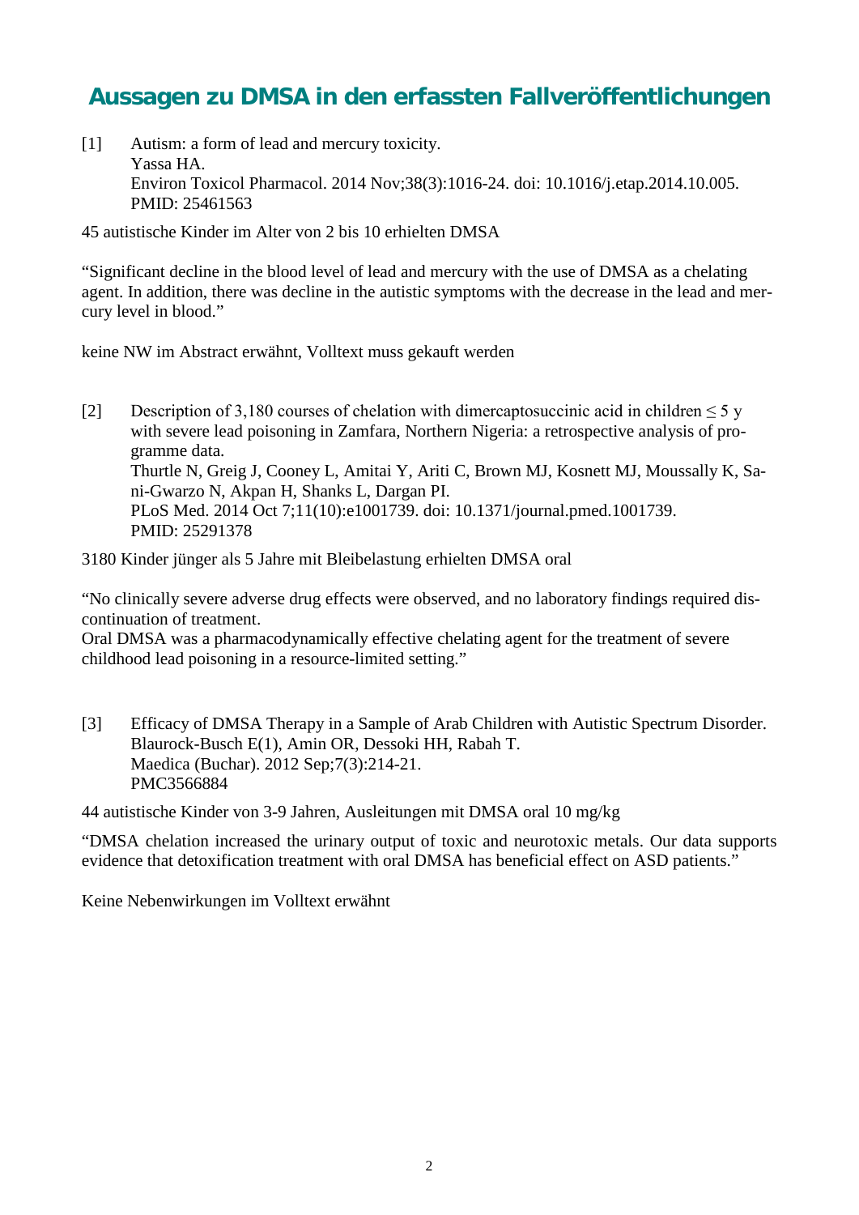# Aussagen zu DMSA in den erfassten Fallveröffentlichungen

[1] Autism: a form of lead and mercury toxicity.
Yassa HA.
Environ Toxicol Pharmacol. 2014 Nov;38(3):1016-24. doi: 10.1016/j.etap.2014.10.005.
PMID: 25461563

45 autistische Kinder im Alter von 2 bis 10 erhielten DMSA

“Significant decline in the blood level of lead and mercury with the use of DMSA as a chelating agent. In addition, there was decline in the autistic symptoms with the decrease in the lead and mercury level in blood.”

keine NW im Abstract erwähnt, Volltext muss gekauft werden

[2] Description of 3,180 courses of chelation with dimercaptosuccinic acid in children $\leq$ 5 y with severe lead poisoning in Zamfara, Northern Nigeria: a retrospective analysis of programme data.
Thurtle N, Greig J, Cooney L, Amitai Y, Ariti C, Brown MJ, Kosnett MJ, Moussally K, Sani-Gwarzo N, Akpan H, Shanks L, Dargan PI.
PLoS Med. 2014 Oct 7;11(10):e1001739. doi: 10.1371/journal.pmed.1001739.
PMID: 25291378

3180 Kinder jünger als 5 Jahre mit Bleibelastung erhielten DMSA oral

“No clinically severe adverse drug effects were observed, and no laboratory findings required discontinuation of treatment.
Oral DMSA was a pharmacodynamically effective chelating agent for the treatment of severe childhood lead poisoning in a resource-limited setting.”

[3] Efficacy of DMSA Therapy in a Sample of Arab Children with Autistic Spectrum Disorder.
Blaurock-Busch E(1), Amin OR, Dessoki HH, Rabah T.
Maedica (Buchar). 2012 Sep;7(3):214-21.
PMC3566884

44 autistische Kinder von 3-9 Jahren, Ausleitungen mit DMSA oral 10 mg/kg

“DMSA chelation increased the urinary output of toxic and neurotoxic metals. Our data supports evidence that detoxification treatment with oral DMSA has beneficial effect on ASD patients.”

Keine Nebenwirkungen im Volltext erwähnt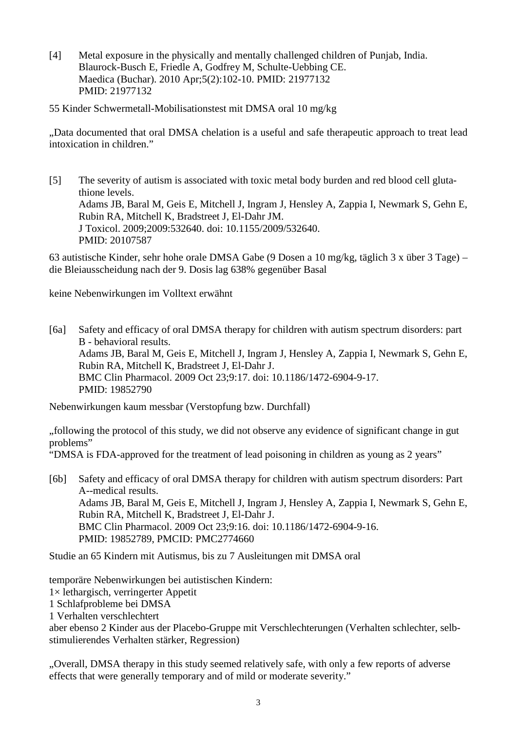[4] Metal exposure in the physically and mentally challenged children of Punjab, India.
Blaurock-Busch E, Friedle A, Godfrey M, Schulte-Uebbing CE.
Maedica (Buchar). 2010 Apr;5(2):102-10. PMID: 21977132
PMID: 21977132

55 Kinder Schwermetall-Mobilisationstest mit DMSA oral 10 mg/kg

„Data documented that oral DMSA chelation is a useful and safe therapeutic approach to treat lead intoxication in children."

[5] The severity of autism is associated with toxic metal body burden and red blood cell glutathione levels.
Adams JB, Baral M, Geis E, Mitchell J, Ingram J, Hensley A, Zappia I, Newmark S, Gehn E, Rubin RA, Mitchell K, Bradstreet J, El-Dahr JM.
J Toxicol. 2009;2009:532640. doi: 10.1155/2009/532640.
PMID: 20107587

63 autistische Kinder, sehr hohe orale DMSA Gabe (9 Dosen a 10 mg/kg, täglich 3 x über 3 Tage) – die Bleiausscheidung nach der 9. Dosis lag 638% gegenüber Basal

keine Nebenwirkungen im Volltext erwähnt

[6a] Safety and efficacy of oral DMSA therapy for children with autism spectrum disorders: part B - behavioral results.
Adams JB, Baral M, Geis E, Mitchell J, Ingram J, Hensley A, Zappia I, Newmark S, Gehn E, Rubin RA, Mitchell K, Bradstreet J, El-Dahr J.
BMC Clin Pharmacol. 2009 Oct 23;9:17. doi: 10.1186/1472-6904-9-17.
PMID: 19852790

Nebenwirkungen kaum messbar (Verstopfung bzw. Durchfall)

„following the protocol of this study, we did not observe any evidence of significant change in gut problems"
"DMSA is FDA-approved for the treatment of lead poisoning in children as young as 2 years"

[6b] Safety and efficacy of oral DMSA therapy for children with autism spectrum disorders: Part A--medical results.
Adams JB, Baral M, Geis E, Mitchell J, Ingram J, Hensley A, Zappia I, Newmark S, Gehn E, Rubin RA, Mitchell K, Bradstreet J, El-Dahr J.
BMC Clin Pharmacol. 2009 Oct 23;9:16. doi: 10.1186/1472-6904-9-16.
PMID: 19852789, PMCID: PMC2774660

Studie an 65 Kindern mit Autismus, bis zu 7 Ausleitungen mit DMSA oral

temporäre Nebenwirkungen bei autistischen Kindern:
1× lethargisch, verringerter Appetit
1 Schlafprobleme bei DMSA
1 Verhalten verschlechtert
aber ebenso 2 Kinder aus der Placebo-Gruppe mit Verschlechterungen (Verhalten schlechter, selbstimulierendes Verhalten stärker, Regression)

„Overall, DMSA therapy in this study seemed relatively safe, with only a few reports of adverse effects that were generally temporary and of mild or moderate severity."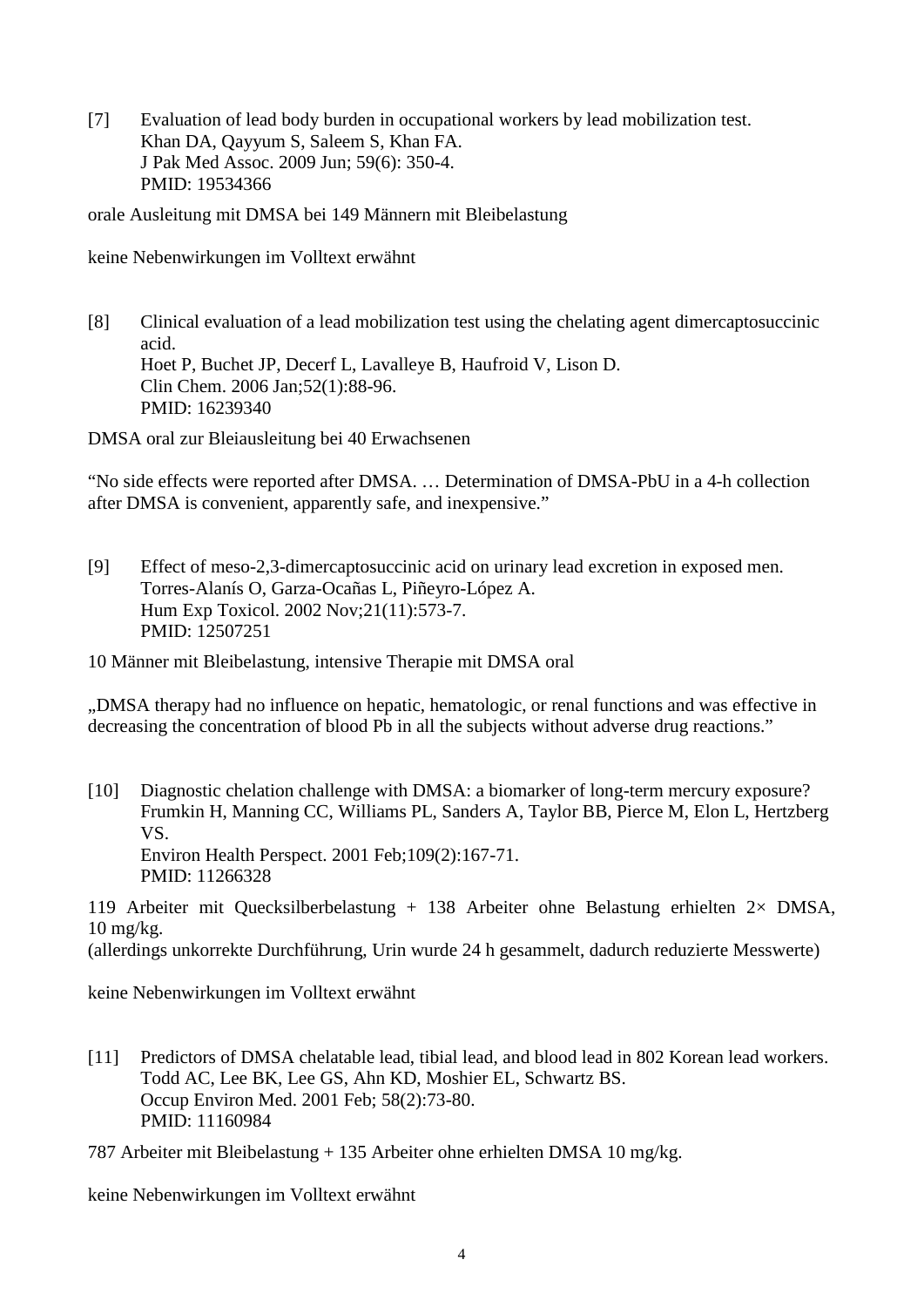[7] Evaluation of lead body burden in occupational workers by lead mobilization test.
Khan DA, Qayyum S, Saleem S, Khan FA.
J Pak Med Assoc. 2009 Jun; 59(6): 350-4.
PMID: 19534366

orale Ausleitung mit DMSA bei 149 Männern mit Bleibelastung

keine Nebenwirkungen im Volltext erwähnt

[8] Clinical evaluation of a lead mobilization test using the chelating agent dimercaptosuccinic acid.
Hoet P, Buchet JP, Decerf L, Lavalleye B, Haufroid V, Lison D.
Clin Chem. 2006 Jan;52(1):88-96.
PMID: 16239340

DMSA oral zur Bleiausleitung bei 40 Erwachsenen

"No side effects were reported after DMSA. … Determination of DMSA-PbU in a 4-h collection after DMSA is convenient, apparently safe, and inexpensive."

[9] Effect of meso-2,3-dimercaptosuccinic acid on urinary lead excretion in exposed men.
Torres-Alanís O, Garza-Ocañas L, Piñeyro-López A.
Hum Exp Toxicol. 2002 Nov;21(11):573-7.
PMID: 12507251

10 Männer mit Bleibelastung, intensive Therapie mit DMSA oral

„DMSA therapy had no influence on hepatic, hematologic, or renal functions and was effective in decreasing the concentration of blood Pb in all the subjects without adverse drug reactions."

[10] Diagnostic chelation challenge with DMSA: a biomarker of long-term mercury exposure?
Frumkin H, Manning CC, Williams PL, Sanders A, Taylor BB, Pierce M, Elon L, Hertzberg VS.
Environ Health Perspect. 2001 Feb;109(2):167-71.
PMID: 11266328

119 Arbeiter mit Quecksilberbelastung + 138 Arbeiter ohne Belastung erhielten 2× DMSA, 10 mg/kg.
(allerdings unkorrekte Durchführung, Urin wurde 24 h gesammelt, dadurch reduzierte Messwerte)

keine Nebenwirkungen im Volltext erwähnt

[11] Predictors of DMSA chelatable lead, tibial lead, and blood lead in 802 Korean lead workers.
Todd AC, Lee BK, Lee GS, Ahn KD, Moshier EL, Schwartz BS.
Occup Environ Med. 2001 Feb; 58(2):73-80.
PMID: 11160984

787 Arbeiter mit Bleibelastung + 135 Arbeiter ohne erhielten DMSA 10 mg/kg.

keine Nebenwirkungen im Volltext erwähnt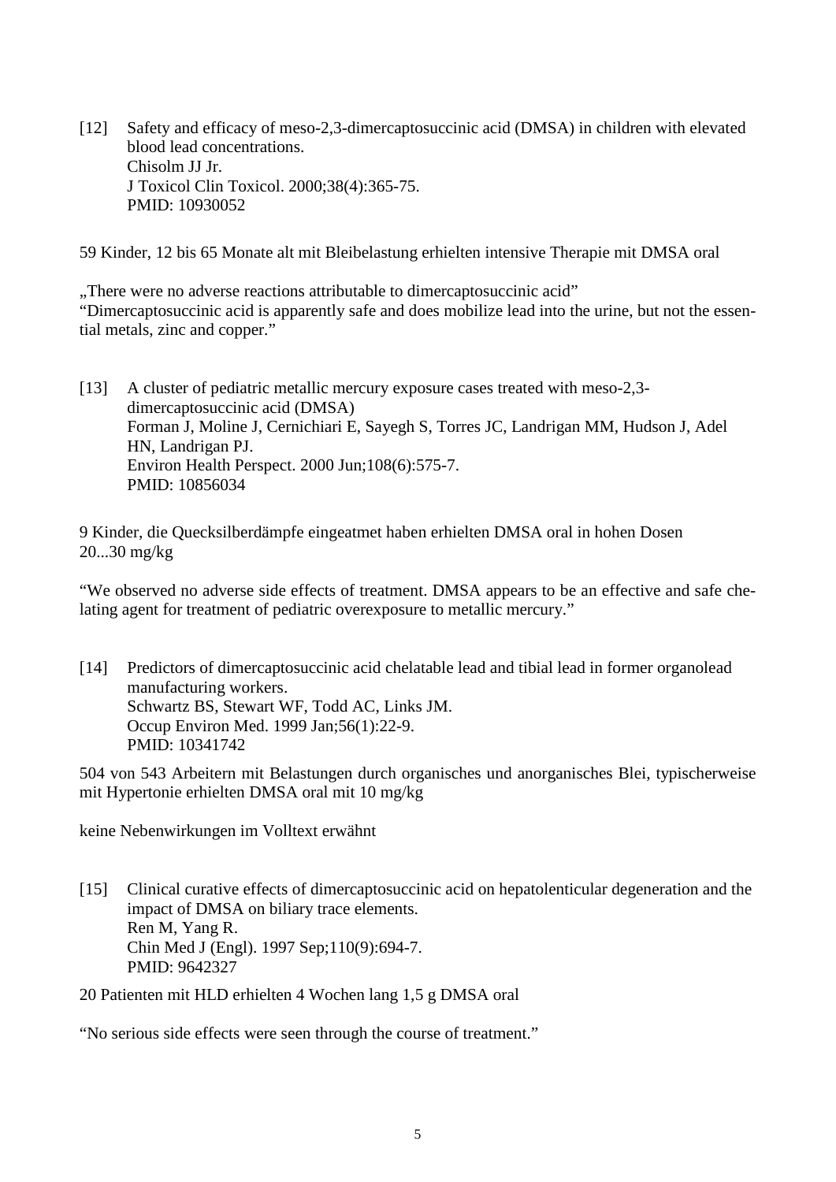[12] Safety and efficacy of meso-2,3-dimercaptosuccinic acid (DMSA) in children with elevated blood lead concentrations.
Chisolm JJ Jr.
J Toxicol Clin Toxicol. 2000;38(4):365-75.
PMID: 10930052

59 Kinder, 12 bis 65 Monate alt mit Bleibelastung erhielten intensive Therapie mit DMSA oral

„There were no adverse reactions attributable to dimercaptosuccinic acid"
"Dimercaptosuccinic acid is apparently safe and does mobilize lead into the urine, but not the essential metals, zinc and copper."

[13] A cluster of pediatric metallic mercury exposure cases treated with meso-2,3-dimercaptosuccinic acid (DMSA)
Forman J, Moline J, Cernichiari E, Sayegh S, Torres JC, Landrigan MM, Hudson J, Adel HN, Landrigan PJ.
Environ Health Perspect. 2000 Jun;108(6):575-7.
PMID: 10856034

9 Kinder, die Quecksilberdämpfe eingeatmet haben erhielten DMSA oral in hohen Dosen 20...30 mg/kg

"We observed no adverse side effects of treatment. DMSA appears to be an effective and safe chelating agent for treatment of pediatric overexposure to metallic mercury."

[14] Predictors of dimercaptosuccinic acid chelatable lead and tibial lead in former organolead manufacturing workers.
Schwartz BS, Stewart WF, Todd AC, Links JM.
Occup Environ Med. 1999 Jan;56(1):22-9.
PMID: 10341742

504 von 543 Arbeitern mit Belastungen durch organisches und anorganisches Blei, typischerweise mit Hypertonie erhielten DMSA oral mit 10 mg/kg

keine Nebenwirkungen im Volltext erwähnt

[15] Clinical curative effects of dimercaptosuccinic acid on hepatolenticular degeneration and the impact of DMSA on biliary trace elements.
Ren M, Yang R.
Chin Med J (Engl). 1997 Sep;110(9):694-7.
PMID: 9642327

20 Patienten mit HLD erhielten 4 Wochen lang 1,5 g DMSA oral

"No serious side effects were seen through the course of treatment."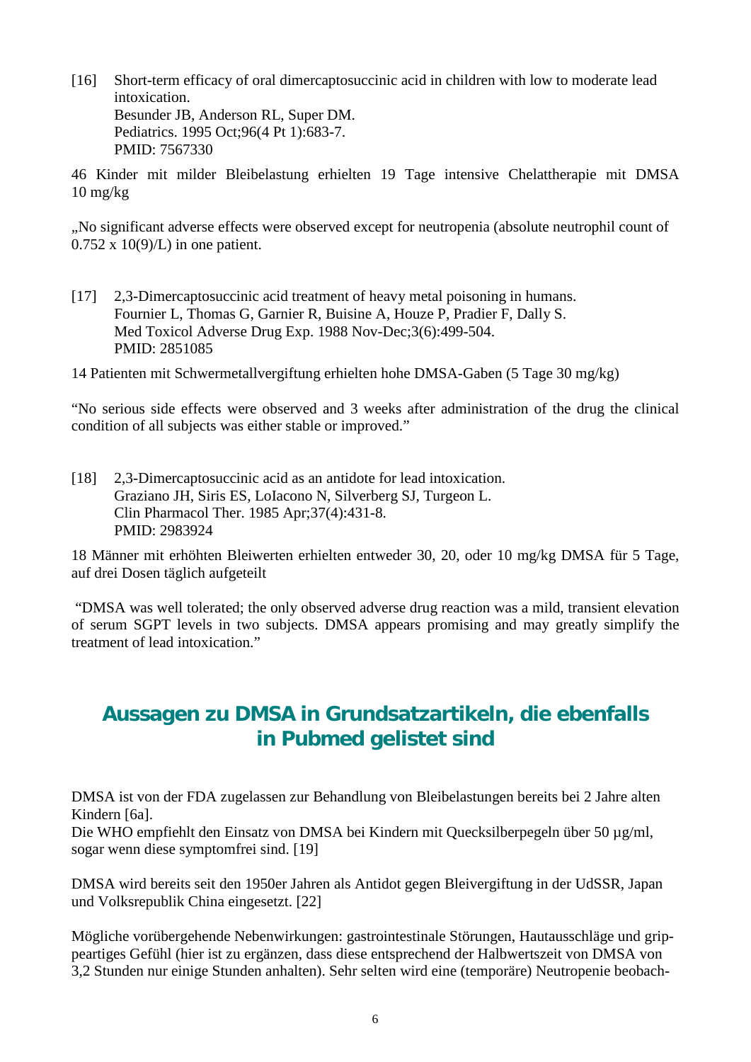[16] Short-term efficacy of oral dimercaptosuccinic acid in children with low to moderate lead intoxication.
Besunder JB, Anderson RL, Super DM.
Pediatrics. 1995 Oct;96(4 Pt 1):683-7.
PMID: 7567330

46 Kinder mit milder Bleibelastung erhielten 19 Tage intensive Chelattherapie mit DMSA 10 mg/kg

„No significant adverse effects were observed except for neutropenia (absolute neutrophil count of 0.752 x 10(9)/L) in one patient.

[17] 2,3-Dimercaptosuccinic acid treatment of heavy metal poisoning in humans.
Fournier L, Thomas G, Garnier R, Buisine A, Houze P, Pradier F, Dally S.
Med Toxicol Adverse Drug Exp. 1988 Nov-Dec;3(6):499-504.
PMID: 2851085

14 Patienten mit Schwermetallvergiftung erhielten hohe DMSA-Gaben (5 Tage 30 mg/kg)

"No serious side effects were observed and 3 weeks after administration of the drug the clinical condition of all subjects was either stable or improved."

[18] 2,3-Dimercaptosuccinic acid as an antidote for lead intoxication.
Graziano JH, Siris ES, LoIacono N, Silverberg SJ, Turgeon L.
Clin Pharmacol Ther. 1985 Apr;37(4):431-8.
PMID: 2983924

18 Männer mit erhöhten Bleiwerten erhielten entweder 30, 20, oder 10 mg/kg DMSA für 5 Tage, auf drei Dosen täglich aufgeteilt

"DMSA was well tolerated; the only observed adverse drug reaction was a mild, transient elevation of serum SGPT levels in two subjects. DMSA appears promising and may greatly simplify the treatment of lead intoxication."

## Aussagen zu DMSA in Grundsatzartikeln, die ebenfalls in Pubmed gelistet sind

DMSA ist von der FDA zugelassen zur Behandlung von Bleibelastungen bereits bei 2 Jahre alten Kindern [6a].
Die WHO empfiehlt den Einsatz von DMSA bei Kindern mit Quecksilberpegeln über 50 µg/ml, sogar wenn diese symptomfrei sind. [19]

DMSA wird bereits seit den 1950er Jahren als Antidot gegen Bleivergiftung in der UdSSR, Japan und Volksrepublik China eingesetzt. [22]

Mögliche vorübergehende Nebenwirkungen: gastrointestinale Störungen, Hautausschläge und grippeartiges Gefühl (hier ist zu ergänzen, dass diese entsprechend der Halbwertszeit von DMSA von 3,2 Stunden nur einige Stunden anhalten). Sehr selten wird eine (temporäre) Neutropenie beobach-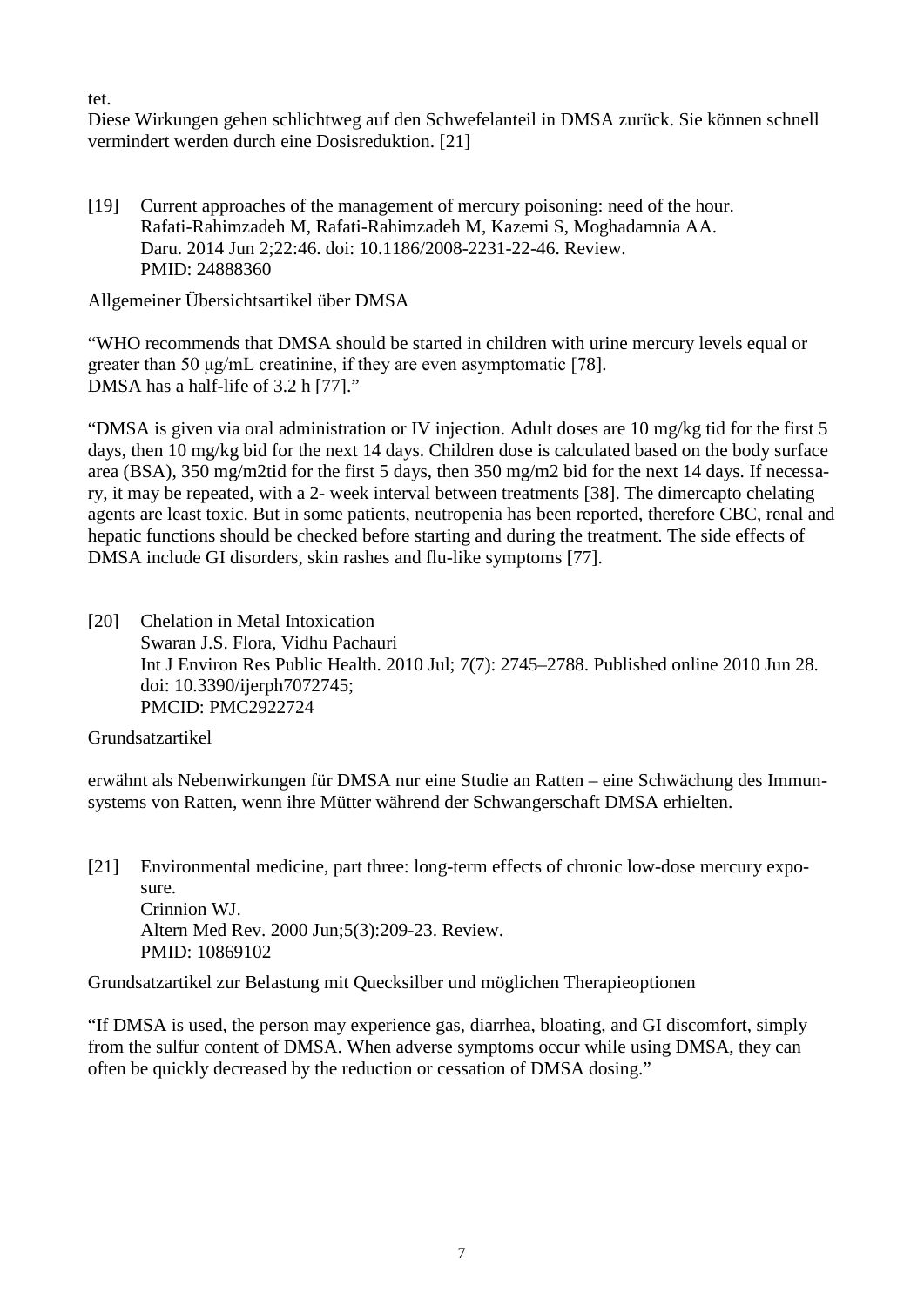tet.
Diese Wirkungen gehen schlichtweg auf den Schwefelanteil in DMSA zurück. Sie können schnell vermindert werden durch eine Dosisreduktion. [21]

[19] Current approaches of the management of mercury poisoning: need of the hour.
Rafati-Rahimzadeh M, Rafati-Rahimzadeh M, Kazemi S, Moghadamnia AA.
Daru. 2014 Jun 2;22:46. doi: 10.1186/2008-2231-22-46. Review.
PMID: 24888360

Allgemeiner Übersichtsartikel über DMSA

“WHO recommends that DMSA should be started in children with urine mercury levels equal or greater than 50 μg/mL creatinine, if they are even asymptomatic [78].
DMSA has a half-life of 3.2 h [77].”

“DMSA is given via oral administration or IV injection. Adult doses are 10 mg/kg tid for the first 5 days, then 10 mg/kg bid for the next 14 days. Children dose is calculated based on the body surface area (BSA), 350 mg/m2tid for the first 5 days, then 350 mg/m2 bid for the next 14 days. If necessary, it may be repeated, with a 2- week interval between treatments [38]. The dimercapto chelating agents are least toxic. But in some patients, neutropenia has been reported, therefore CBC, renal and hepatic functions should be checked before starting and during the treatment. The side effects of DMSA include GI disorders, skin rashes and flu-like symptoms [77].

[20] Chelation in Metal Intoxication
Swaran J.S. Flora, Vidhu Pachauri
Int J Environ Res Public Health. 2010 Jul; 7(7): 2745–2788. Published online 2010 Jun 28.
doi: 10.3390/ijerph7072745;
PMCID: PMC2922724

Grundsatzartikel

erwähnt als Nebenwirkungen für DMSA nur eine Studie an Ratten – eine Schwächung des Immunsystems von Ratten, wenn ihre Mütter während der Schwangerschaft DMSA erhielten.

[21] Environmental medicine, part three: long-term effects of chronic low-dose mercury exposure.
Crinnion WJ.
Altern Med Rev. 2000 Jun;5(3):209-23. Review.
PMID: 10869102

Grundsatzartikel zur Belastung mit Quecksilber und möglichen Therapieoptionen

“If DMSA is used, the person may experience gas, diarrhea, bloating, and GI discomfort, simply from the sulfur content of DMSA. When adverse symptoms occur while using DMSA, they can often be quickly decreased by the reduction or cessation of DMSA dosing.”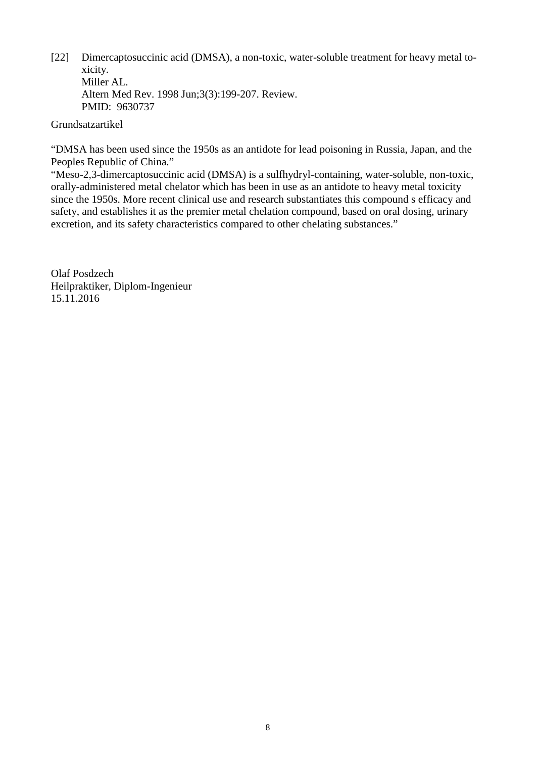[22] Dimercaptosuccinic acid (DMSA), a non-toxic, water-soluble treatment for heavy metal toxicity.
Miller AL.
Altern Med Rev. 1998 Jun;3(3):199-207. Review.
PMID: 9630737

Grundsatzartikel

“DMSA has been used since the 1950s as an antidote for lead poisoning in Russia, Japan, and the Peoples Republic of China.”
“Meso-2,3-dimercaptosuccinic acid (DMSA) is a sulfhydryl-containing, water-soluble, non-toxic, orally-administered metal chelator which has been in use as an antidote to heavy metal toxicity since the 1950s. More recent clinical use and research substantiates this compound s efficacy and safety, and establishes it as the premier metal chelation compound, based on oral dosing, urinary excretion, and its safety characteristics compared to other chelating substances.”

Olaf Posdzech
Heilpraktiker, Diplom-Ingenieur
15.11.2016